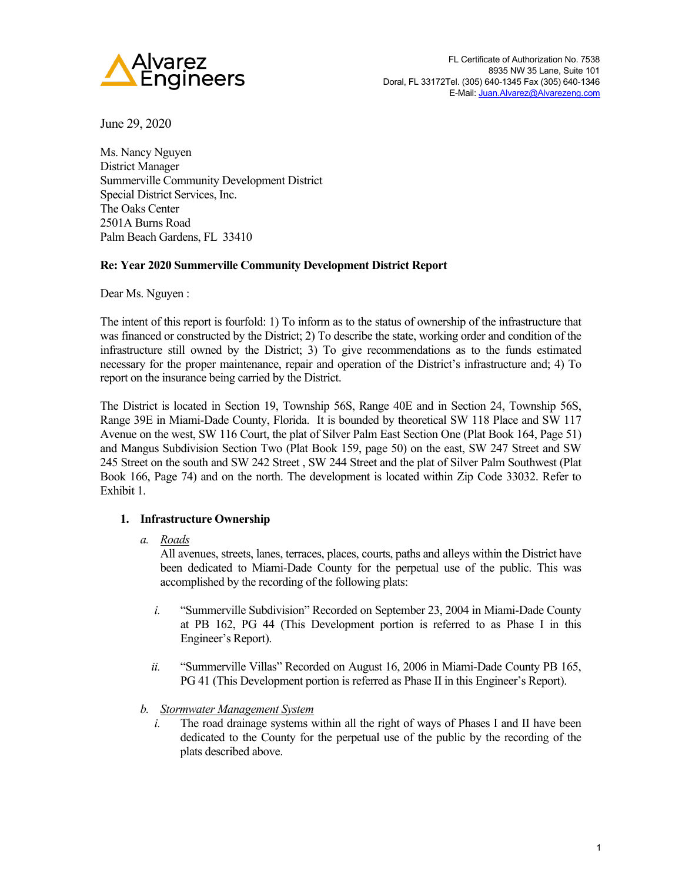Alvarez Engineers

FL Certificate of Authorization No. 7538
8935 NW 35 Lane, Suite 101
Doral, FL 33172Tel. (305) 640-1345 Fax (305) 640-1346
E-Mail: Juan.Alvarez@Alvarezeng.com

June 29, 2020

Ms. Nancy Nguyen
District Manager
Summerville Community Development District
Special District Services, Inc.
The Oaks Center
2501A Burns Road
Palm Beach Gardens, FL 33410

**Re: Year 2020 Summerville Community Development District Report**

Dear Ms. Nguyen :

The intent of this report is fourfold: 1) To inform as to the status of ownership of the infrastructure that was financed or constructed by the District; 2) To describe the state, working order and condition of the infrastructure still owned by the District; 3) To give recommendations as to the funds estimated necessary for the proper maintenance, repair and operation of the District's infrastructure and; 4) To report on the insurance being carried by the District.

The District is located in Section 19, Township 56S, Range 40E and in Section 24, Township 56S, Range 39E in Miami-Dade County, Florida. It is bounded by theoretical SW 118 Place and SW 117 Avenue on the west, SW 116 Court, the plat of Silver Palm East Section One (Plat Book 164, Page 51) and Mangus Subdivision Section Two (Plat Book 159, page 50) on the east, SW 247 Street and SW 245 Street on the south and SW 242 Street , SW 244 Street and the plat of Silver Palm Southwest (Plat Book 166, Page 74) and on the north. The development is located within Zip Code 33032. Refer to Exhibit 1.

## 1. Infrastructure Ownership

*a.* *Roads*

All avenues, streets, lanes, terraces, places, courts, paths and alleys within the District have been dedicated to Miami-Dade County for the perpetual use of the public. This was accomplished by the recording of the following plats:

*i.* "Summerville Subdivision" Recorded on September 23, 2004 in Miami-Dade County at PB 162, PG 44 (This Development portion is referred to as Phase I in this Engineer's Report).

*ii.* "Summerville Villas" Recorded on August 16, 2006 in Miami-Dade County PB 165, PG 41 (This Development portion is referred as Phase II in this Engineer's Report).

*b.* *Stormwater Management System*

*i.* The road drainage systems within all the right of ways of Phases I and II have been dedicated to the County for the perpetual use of the public by the recording of the plats described above.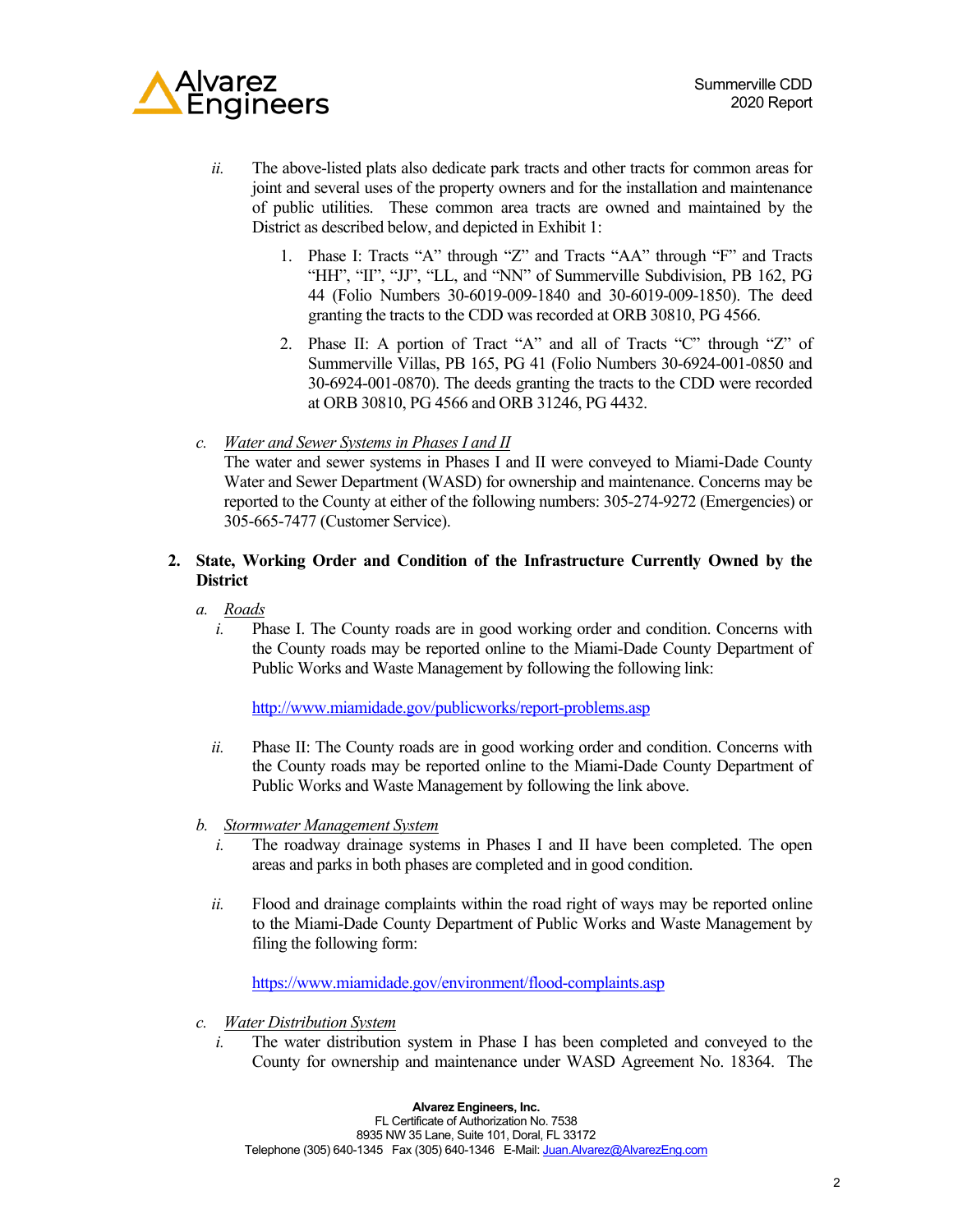*ii.* The above-listed plats also dedicate park tracts and other tracts for common areas for joint and several uses of the property owners and for the installation and maintenance of public utilities. These common area tracts are owned and maintained by the District as described below, and depicted in Exhibit 1:

1. Phase I: Tracts "A" through "Z" and Tracts "AA" through "F" and Tracts "HH", "II", "JJ", "LL, and "NN" of Summerville Subdivision, PB 162, PG 44 (Folio Numbers 30-6019-009-1840 and 30-6019-009-1850). The deed granting the tracts to the CDD was recorded at ORB 30810, PG 4566.
2. Phase II: A portion of Tract "A" and all of Tracts "C" through "Z" of Summerville Villas, PB 165, PG 41 (Folio Numbers 30-6924-001-0850 and 30-6924-001-0870). The deeds granting the tracts to the CDD were recorded at ORB 30810, PG 4566 and ORB 31246, PG 4432.

*c.* <u>*Water and Sewer Systems in Phases I and II*</u>
The water and sewer systems in Phases I and II were conveyed to Miami-Dade County Water and Sewer Department (WASD) for ownership and maintenance. Concerns may be reported to the County at either of the following numbers: 305-274-9272 (Emergencies) or 305-665-7477 (Customer Service).

**2. State, Working Order and Condition of the Infrastructure Currently Owned by the District**

*a.* <u>*Roads*</u>

*i.* Phase I. The County roads are in good working order and condition. Concerns with the County roads may be reported online to the Miami-Dade County Department of Public Works and Waste Management by following the following link:

[http://www.miamidade.gov/publicworks/report-problems.asp](http://www.miamidade.gov/publicworks/report-problems.asp)

*ii.* Phase II: The County roads are in good working order and condition. Concerns with the County roads may be reported online to the Miami-Dade County Department of Public Works and Waste Management by following the link above.

*b.* <u>*Stormwater Management System*</u>

*i.* The roadway drainage systems in Phases I and II have been completed. The open areas and parks in both phases are completed and in good condition.

*ii.* Flood and drainage complaints within the road right of ways may be reported online to the Miami-Dade County Department of Public Works and Waste Management by filing the following form:

[https://www.miamidade.gov/environment/flood-complaints.asp](https://www.miamidade.gov/environment/flood-complaints.asp)

*c.* <u>*Water Distribution System*</u>

*i.* The water distribution system in Phase I has been completed and conveyed to the County for ownership and maintenance under WASD Agreement No. 18364. The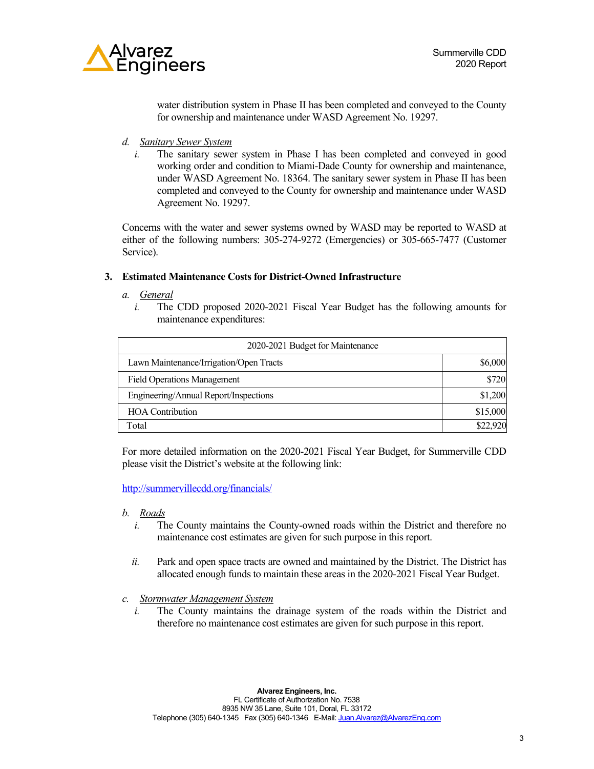water distribution system in Phase II has been completed and conveyed to the County for ownership and maintenance under WASD Agreement No. 19297.

d. *Sanitary Sewer System*

i. The sanitary sewer system in Phase I has been completed and conveyed in good working order and condition to Miami-Dade County for ownership and maintenance, under WASD Agreement No. 18364. The sanitary sewer system in Phase II has been completed and conveyed to the County for ownership and maintenance under WASD Agreement No. 19297.

Concerns with the water and sewer systems owned by WASD may be reported to WASD at either of the following numbers: 305-274-9272 (Emergencies) or 305-665-7477 (Customer Service).

### 3. Estimated Maintenance Costs for District-Owned Infrastructure

a. *General*

i. The CDD proposed 2020-2021 Fiscal Year Budget has the following amounts for maintenance expenditures:

| 2020-2021 Budget for Maintenance | |
|---|---|
| Lawn Maintenance/Irrigation/Open Tracts | $6,000 |
| Field Operations Management | $720 |
| Engineering/Annual Report/Inspections | $1,200 |
| HOA Contribution | $15,000 |
| Total | $22,920 |

For more detailed information on the 2020-2021 Fiscal Year Budget, for Summerville CDD please visit the District's website at the following link:

http://summervillecdd.org/financials/

b. *Roads*

i. The County maintains the County-owned roads within the District and therefore no maintenance cost estimates are given for such purpose in this report.

ii. Park and open space tracts are owned and maintained by the District. The District has allocated enough funds to maintain these areas in the 2020-2021 Fiscal Year Budget.

c. *Stormwater Management System*

i. The County maintains the drainage system of the roads within the District and therefore no maintenance cost estimates are given for such purpose in this report.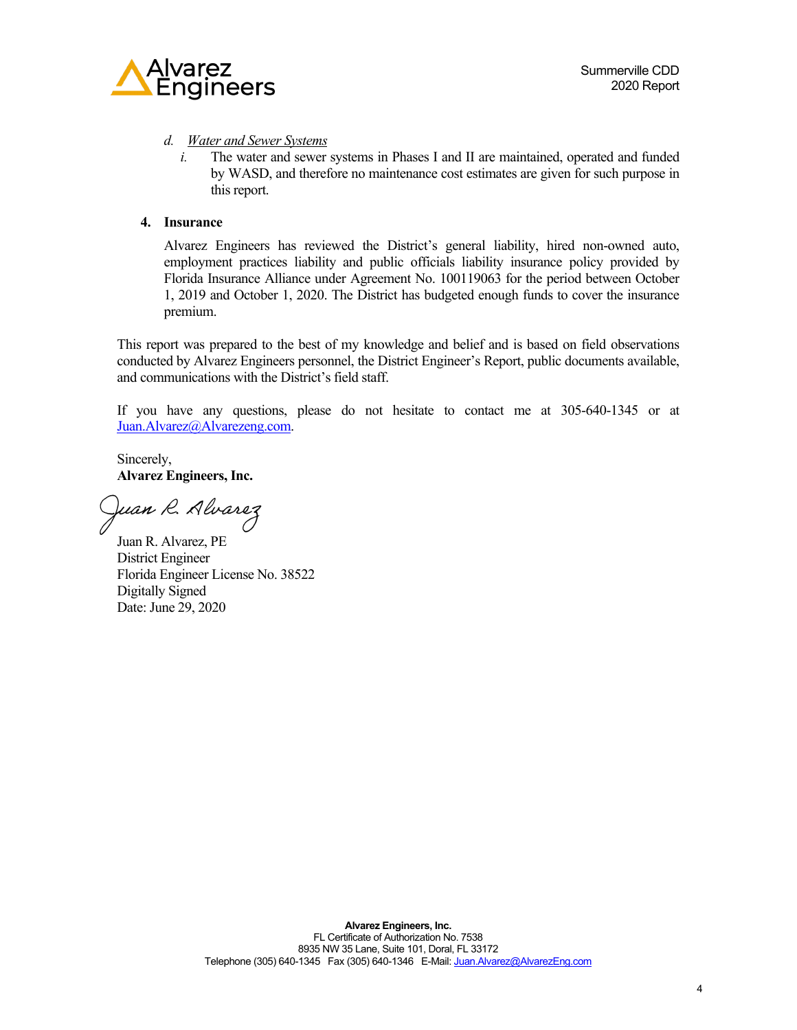d. *Water and Sewer Systems*

   i. The water and sewer systems in Phases I and II are maintained, operated and funded by WASD, and therefore no maintenance cost estimates are given for such purpose in this report.

## 4. Insurance

Alvarez Engineers has reviewed the District's general liability, hired non-owned auto, employment practices liability and public officials liability insurance policy provided by Florida Insurance Alliance under Agreement No. 100119063 for the period between October 1, 2019 and October 1, 2020. The District has budgeted enough funds to cover the insurance premium.

This report was prepared to the best of my knowledge and belief and is based on field observations conducted by Alvarez Engineers personnel, the District Engineer's Report, public documents available, and communications with the District's field staff.

If you have any questions, please do not hesitate to contact me at 305-640-1345 or at Juan.Alvarez@Alvarezeng.com.

Sincerely,
**Alvarez Engineers, Inc.**

Juan R. Alvarez

Juan R. Alvarez, PE
District Engineer
Florida Engineer License No. 38522
Digitally Signed
Date: June 29, 2020

**Alvarez Engineers, Inc.**
FL Certificate of Authorization No. 7538
8935 NW 35 Lane, Suite 101, Doral, FL 33172
Telephone (305) 640-1345 Fax (305) 640-1346 E-Mail: Juan.Alvarez@AlvarezEng.com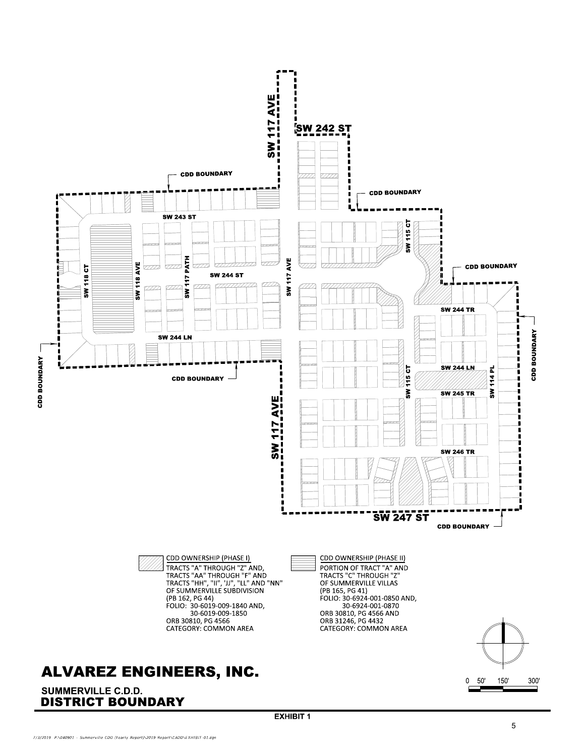SW 117 AVE

SW 242 ST

CDD BOUNDARY

CDD BOUNDARY

SW 243 ST

SW 115 CT

CDD BOUNDARY

SW 118 CT

SW 118 AVE

SW 117 PATH

SW 244 ST

SW 117 AVE

SW 244 TR

SW 244 LN

CDD BOUNDARY

CDD BOUNDARY

SW 244 LN

SW 115 CT

SW 114 PL

CDD BOUNDARY

SW 245 TR

SW 117 AVE

SW 246 TR

SW 247 ST

CDD BOUNDARY

CDD OWNERSHIP (PHASE I)
TRACTS "A" THROUGH "Z" AND,
TRACTS "AA" THROUGH "F" AND
TRACTS "HH", "II", "JJ", "LL" AND "NN"
OF SUMMERVILLE SUBDIVISION
(PB 162, PG 44)
FOLIO: 30-6019-009-1840 AND,
30-6019-009-1850
ORB 30810, PG 4566
CATEGORY: COMMON AREA

CDD OWNERSHIP (PHASE II)
PORTION OF TRACT "A" AND
TRACTS "C" THROUGH "Z"
OF SUMMERVILLE VILLAS
(PB 165, PG 41)
FOLIO: 30-6924-001-0850 AND,
30-6924-001-0870
ORB 30810, PG 4566 AND
ORB 31246, PG 4432
CATEGORY: COMMON AREA

0 50' 150' 300'

# ALVAREZ ENGINEERS, INC.

SUMMERVILLE C.D.D.

## DISTRICT BOUNDARY

EXHIBIT 1

7/3/2019 P:\040901 - Summerville CDD (Yearly Report)\2019 Report\CADD\EXHIBIT-01.dgn